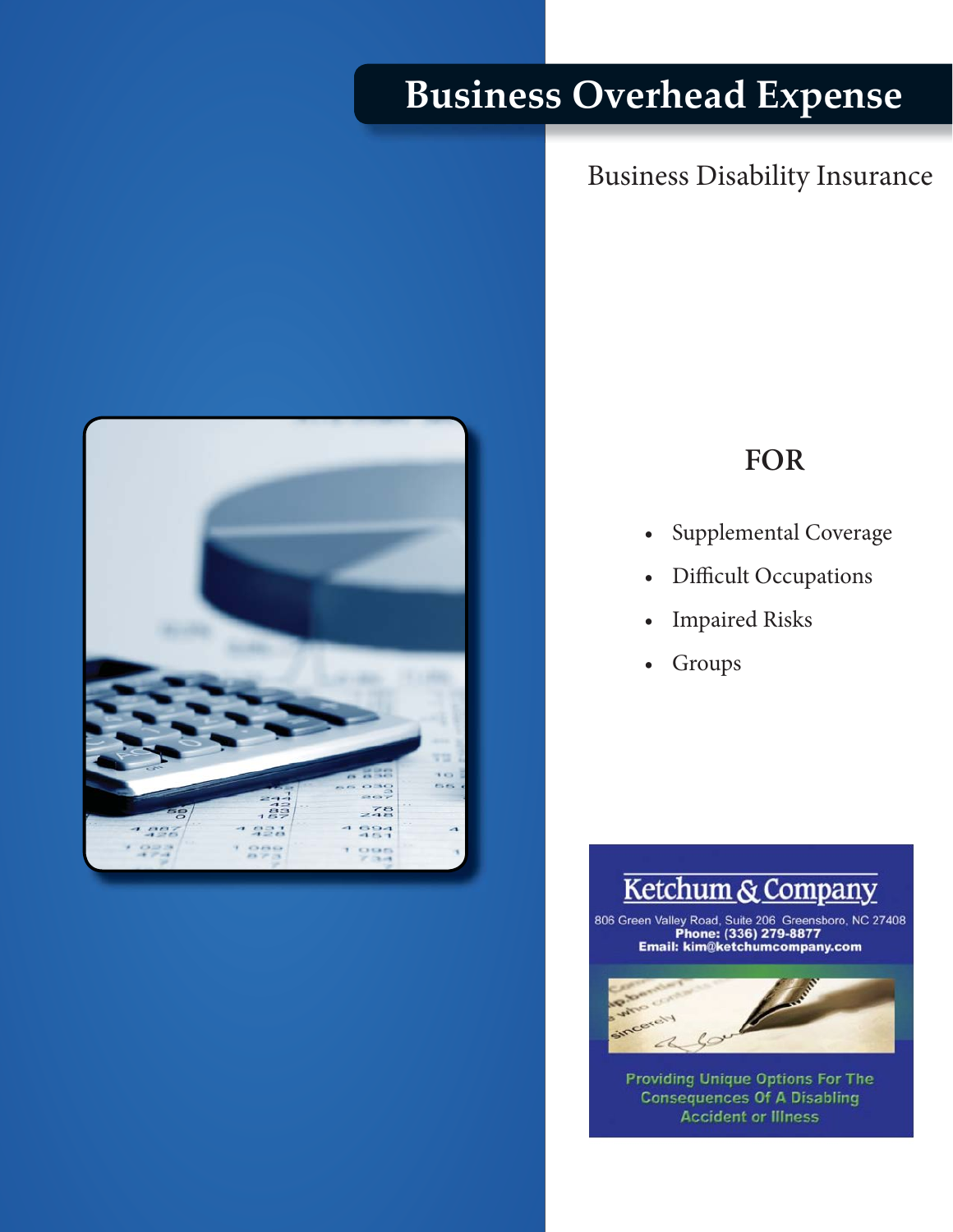# Business Overhead Expense

## Business Disability Insurance

### FOR

- Supplemental Coverage
- Difficult Occupations
- Impaired Risks
- Groups

**Ketchum & Company**

806 Green Valley Road, Suite 206 Greensboro, NC 27408
**Phone: (336) 279-8877**
**Email: kim@ketchumcompany.com**

Providing Unique Options For The Consequences Of A Disabling Accident or Illness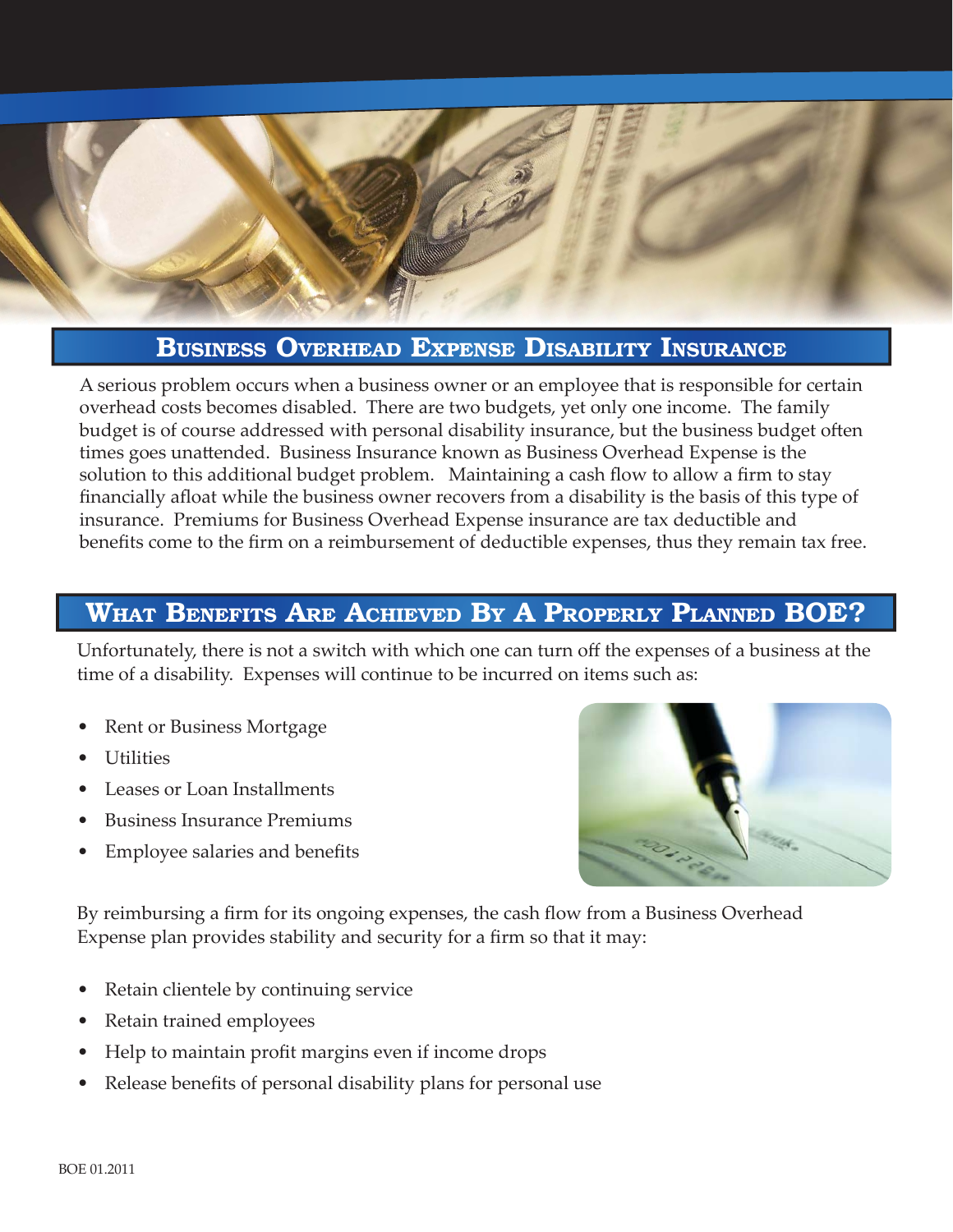## Business Overhead Expense Disability Insurance

A serious problem occurs when a business owner or an employee that is responsible for certain overhead costs becomes disabled. There are two budgets, yet only one income. The family budget is of course addressed with personal disability insurance, but the business budget often times goes unattended. Business Insurance known as Business Overhead Expense is the solution to this additional budget problem. Maintaining a cash flow to allow a firm to stay financially afloat while the business owner recovers from a disability is the basis of this type of insurance. Premiums for Business Overhead Expense insurance are tax deductible and benefits come to the firm on a reimbursement of deductible expenses, thus they remain tax free.

## What Benefits Are Achieved By A Properly Planned BOE?

Unfortunately, there is not a switch with which one can turn off the expenses of a business at the time of a disability. Expenses will continue to be incurred on items such as:

- Rent or Business Mortgage
- Utilities
- Leases or Loan Installments
- Business Insurance Premiums
- Employee salaries and benefits

By reimbursing a firm for its ongoing expenses, the cash flow from a Business Overhead Expense plan provides stability and security for a firm so that it may:

- Retain clientele by continuing service
- Retain trained employees
- Help to maintain profit margins even if income drops
- Release benefits of personal disability plans for personal use

BOE 01.2011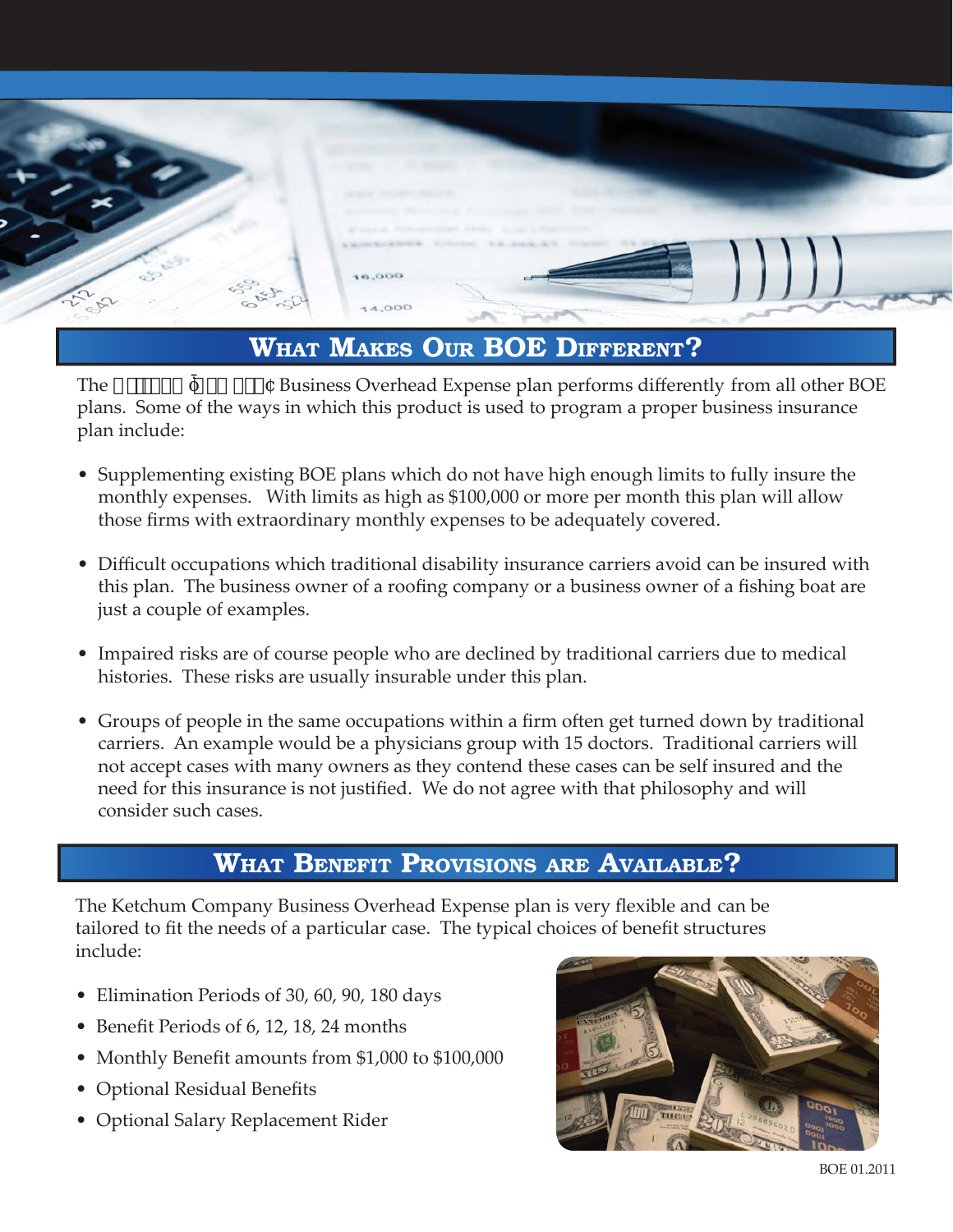## What Makes Our BOE Different?

The Ketchum Company Business Overhead Expense plan performs differently from all other BOE plans. Some of the ways in which this product is used to program a proper business insurance plan include:

- Supplementing existing BOE plans which do not have high enough limits to fully insure the monthly expenses. With limits as high as $100,000 or more per month this plan will allow those firms with extraordinary monthly expenses to be adequately covered.
- Difficult occupations which traditional disability insurance carriers avoid can be insured with this plan. The business owner of a roofing company or a business owner of a fishing boat are just a couple of examples.
- Impaired risks are of course people who are declined by traditional carriers due to medical histories. These risks are usually insurable under this plan.
- Groups of people in the same occupations within a firm often get turned down by traditional carriers. An example would be a physicians group with 15 doctors. Traditional carriers will not accept cases with many owners as they contend these cases can be self insured and the need for this insurance is not justified. We do not agree with that philosophy and will consider such cases.

## What Benefit Provisions are Available?

The Ketchum Company Business Overhead Expense plan is very flexible and can be tailored to fit the needs of a particular case. The typical choices of benefit structures include:

- Elimination Periods of 30, 60, 90, 180 days
- Benefit Periods of 6, 12, 18, 24 months
- Monthly Benefit amounts from $1,000 to $100,000
- Optional Residual Benefits
- Optional Salary Replacement Rider

BOE 01.2011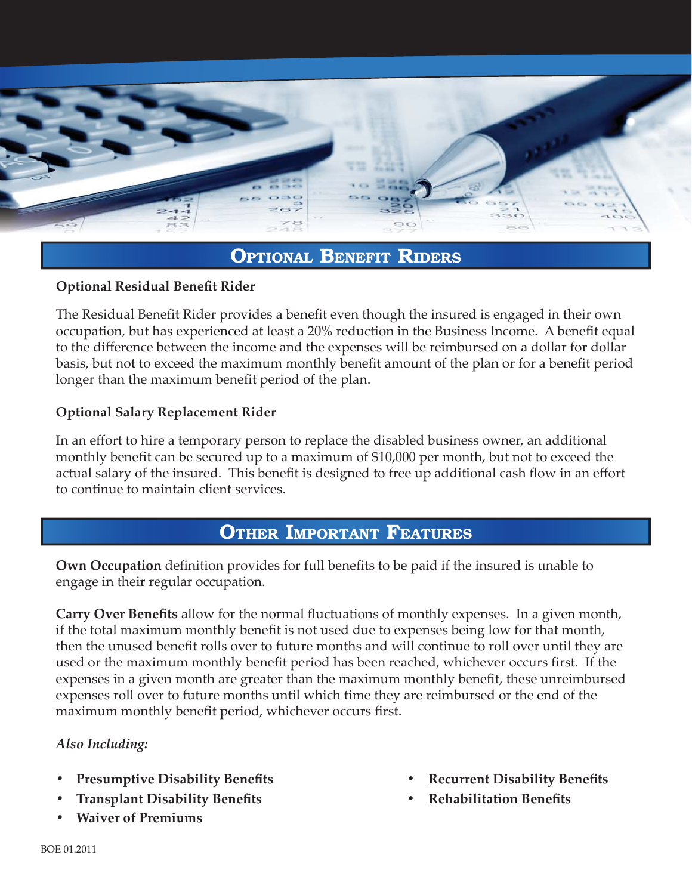## Optional Benefit Riders

**Optional Residual Benefit Rider**

The Residual Benefit Rider provides a benefit even though the insured is engaged in their own occupation, but has experienced at least a 20% reduction in the Business Income. A benefit equal to the difference between the income and the expenses will be reimbursed on a dollar for dollar basis, but not to exceed the maximum monthly benefit amount of the plan or for a benefit period longer than the maximum benefit period of the plan.

**Optional Salary Replacement Rider**

In an effort to hire a temporary person to replace the disabled business owner, an additional monthly benefit can be secured up to a maximum of $10,000 per month, but not to exceed the actual salary of the insured. This benefit is designed to free up additional cash flow in an effort to continue to maintain client services.

## Other Important Features

**Own Occupation** definition provides for full benefits to be paid if the insured is unable to engage in their regular occupation.

**Carry Over Benefits** allow for the normal fluctuations of monthly expenses. In a given month, if the total maximum monthly benefit is not used due to expenses being low for that month, then the unused benefit rolls over to future months and will continue to roll over until they are used or the maximum monthly benefit period has been reached, whichever occurs first. If the expenses in a given month are greater than the maximum monthly benefit, these unreimbursed expenses roll over to future months until which time they are reimbursed or the end of the maximum monthly benefit period, whichever occurs first.

*Also Including:*

- **Presumptive Disability Benefits**
- **Transplant Disability Benefits**
- **Waiver of Premiums**
- **Recurrent Disability Benefits**
- **Rehabilitation Benefits**

BOE 01.2011